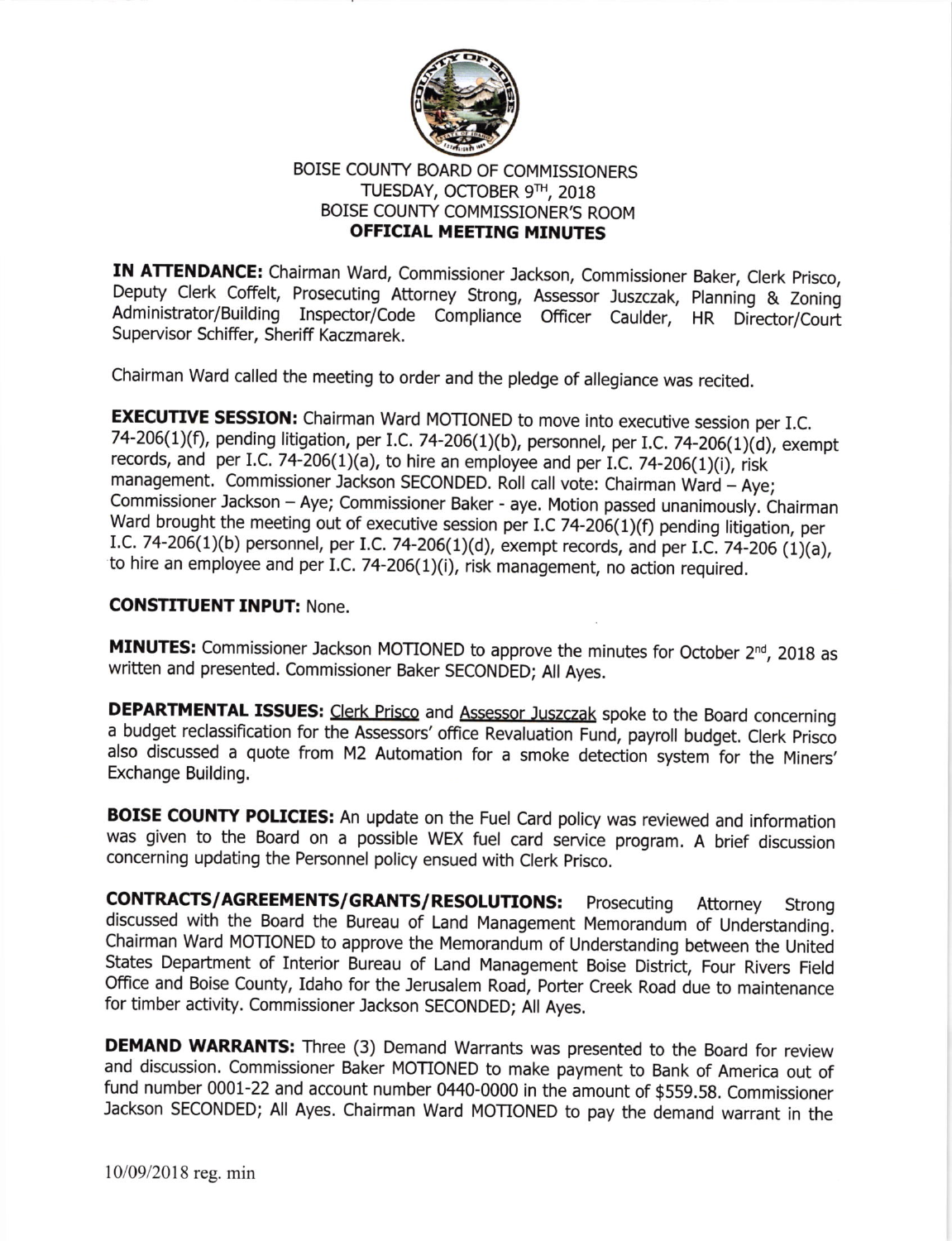BOISE COUNTY BOARD OF COMMISSIONERS
TUESDAY, OCTOBER 9TH, 2018
BOISE COUNTY COMMISSIONER'S ROOM
**OFFICIAL MEETING MINUTES**

**IN ATTENDANCE:** Chairman Ward, Commissioner Jackson, Commissioner Baker, Clerk Prisco, Deputy Clerk Coffelt, Prosecuting Attorney Strong, Assessor Juszczak, Planning & Zoning Administrator/Building Inspector/Code Compliance Officer Caulder, HR Director/Court Supervisor Schiffer, Sheriff Kaczmarek.

Chairman Ward called the meeting to order and the pledge of allegiance was recited.

**EXECUTIVE SESSION:** Chairman Ward MOTIONED to move into executive session per I.C. 74-206(1)(f), pending litigation, per I.C. 74-206(1)(b), personnel, per I.C. 74-206(1)(d), exempt records, and per I.C. 74-206(1)(a), to hire an employee and per I.C. 74-206(1)(i), risk management. Commissioner Jackson SECONDED. Roll call vote: Chairman Ward – Aye; Commissioner Jackson – Aye; Commissioner Baker - aye. Motion passed unanimously. Chairman Ward brought the meeting out of executive session per I.C 74-206(1)(f) pending litigation, per I.C. 74-206(1)(b) personnel, per I.C. 74-206(1)(d), exempt records, and per I.C. 74-206 (1)(a), to hire an employee and per I.C. 74-206(1)(i), risk management, no action required.

**CONSTITUENT INPUT:** None.

**MINUTES:** Commissioner Jackson MOTIONED to approve the minutes for October 2nd, 2018 as written and presented. Commissioner Baker SECONDED; All Ayes.

**DEPARTMENTAL ISSUES:** Clerk Prisco and Assessor Juszczak spoke to the Board concerning a budget reclassification for the Assessors' office Revaluation Fund, payroll budget. Clerk Prisco also discussed a quote from M2 Automation for a smoke detection system for the Miners' Exchange Building.

**BOISE COUNTY POLICIES:** An update on the Fuel Card policy was reviewed and information was given to the Board on a possible WEX fuel card service program. A brief discussion concerning updating the Personnel policy ensued with Clerk Prisco.

**CONTRACTS/AGREEMENTS/GRANTS/RESOLUTIONS:** Prosecuting Attorney Strong discussed with the Board the Bureau of Land Management Memorandum of Understanding. Chairman Ward MOTIONED to approve the Memorandum of Understanding between the United States Department of Interior Bureau of Land Management Boise District, Four Rivers Field Office and Boise County, Idaho for the Jerusalem Road, Porter Creek Road due to maintenance for timber activity. Commissioner Jackson SECONDED; All Ayes.

**DEMAND WARRANTS:** Three (3) Demand Warrants was presented to the Board for review and discussion. Commissioner Baker MOTIONED to make payment to Bank of America out of fund number 0001-22 and account number 0440-0000 in the amount of $559.58. Commissioner Jackson SECONDED; All Ayes. Chairman Ward MOTIONED to pay the demand warrant in the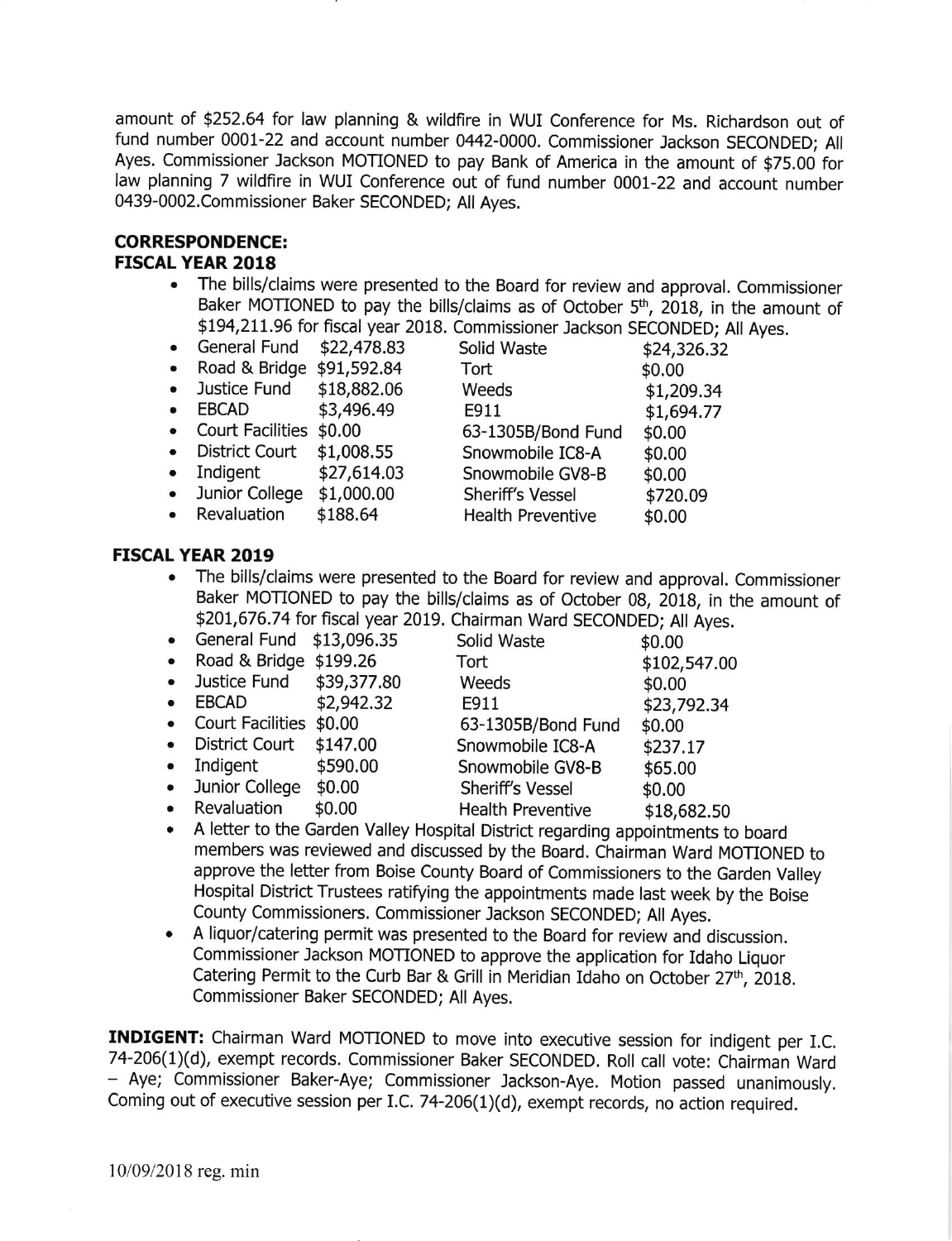amount of $252.64 for law planning & wildfire in WUI Conference for Ms. Richardson out of fund number 0001-22 and account number 0442-0000. Commissioner Jackson SECONDED; All Ayes. Commissioner Jackson MOTIONED to pay Bank of America in the amount of $75.00 for law planning 7 wildfire in WUI Conference out of fund number 0001-22 and account number 0439-0002.Commissioner Baker SECONDED; All Ayes.

**CORRESPONDENCE:**

**FISCAL YEAR 2018**

- The bills/claims were presented to the Board for review and approval. Commissioner Baker MOTIONED to pay the bills/claims as of October 5th, 2018, in the amount of $194,211.96 for fiscal year 2018. Commissioner Jackson SECONDED; All Ayes.

| | | | |
|---|---|---|---|
| • General Fund | $22,478.83 | Solid Waste | $24,326.32 |
| • Road & Bridge | $91,592.84 | Tort | $0.00 |
| • Justice Fund | $18,882.06 | Weeds | $1,209.34 |
| • EBCAD | $3,496.49 | E911 | $1,694.77 |
| • Court Facilities | $0.00 | 63-1305B/Bond Fund | $0.00 |
| • District Court | $1,008.55 | Snowmobile IC8-A | $0.00 |
| • Indigent | $27,614.03 | Snowmobile GV8-B | $0.00 |
| • Junior College | $1,000.00 | Sheriff's Vessel | $720.09 |
| • Revaluation | $188.64 | Health Preventive | $0.00 |

**FISCAL YEAR 2019**

- The bills/claims were presented to the Board for review and approval. Commissioner Baker MOTIONED to pay the bills/claims as of October 08, 2018, in the amount of $201,676.74 for fiscal year 2019. Chairman Ward SECONDED; All Ayes.

| | | | |
|---|---|---|---|
| • General Fund | $13,096.35 | Solid Waste | $0.00 |
| • Road & Bridge | $199.26 | Tort | $102,547.00 |
| • Justice Fund | $39,377.80 | Weeds | $0.00 |
| • EBCAD | $2,942.32 | E911 | $23,792.34 |
| • Court Facilities | $0.00 | 63-1305B/Bond Fund | $0.00 |
| • District Court | $147.00 | Snowmobile IC8-A | $237.17 |
| • Indigent | $590.00 | Snowmobile GV8-B | $65.00 |
| • Junior College | $0.00 | Sheriff's Vessel | $0.00 |
| • Revaluation | $0.00 | Health Preventive | $18,682.50 |

- A letter to the Garden Valley Hospital District regarding appointments to board members was reviewed and discussed by the Board. Chairman Ward MOTIONED to approve the letter from Boise County Board of Commissioners to the Garden Valley Hospital District Trustees ratifying the appointments made last week by the Boise County Commissioners. Commissioner Jackson SECONDED; All Ayes.
- A liquor/catering permit was presented to the Board for review and discussion. Commissioner Jackson MOTIONED to approve the application for Idaho Liquor Catering Permit to the Curb Bar & Grill in Meridian Idaho on October 27th, 2018. Commissioner Baker SECONDED; All Ayes.

**INDIGENT:** Chairman Ward MOTIONED to move into executive session for indigent per I.C. 74-206(1)(d), exempt records. Commissioner Baker SECONDED. Roll call vote: Chairman Ward – Aye; Commissioner Baker-Aye; Commissioner Jackson-Aye. Motion passed unanimously. Coming out of executive session per I.C. 74-206(1)(d), exempt records, no action required.